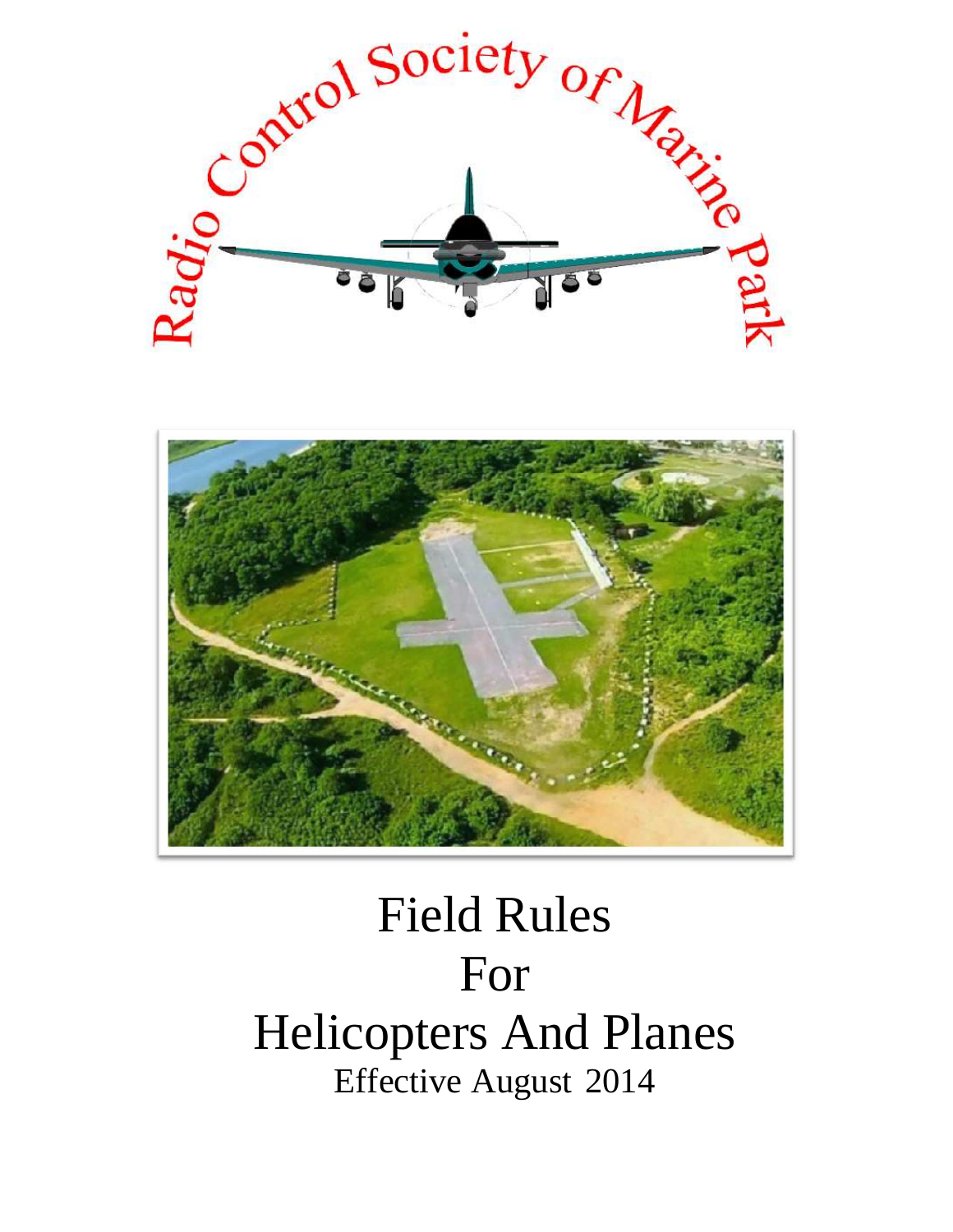Radio Control Society of Marine Park

# Field Rules
# For
# Helicopters And Planes

Effective August 2014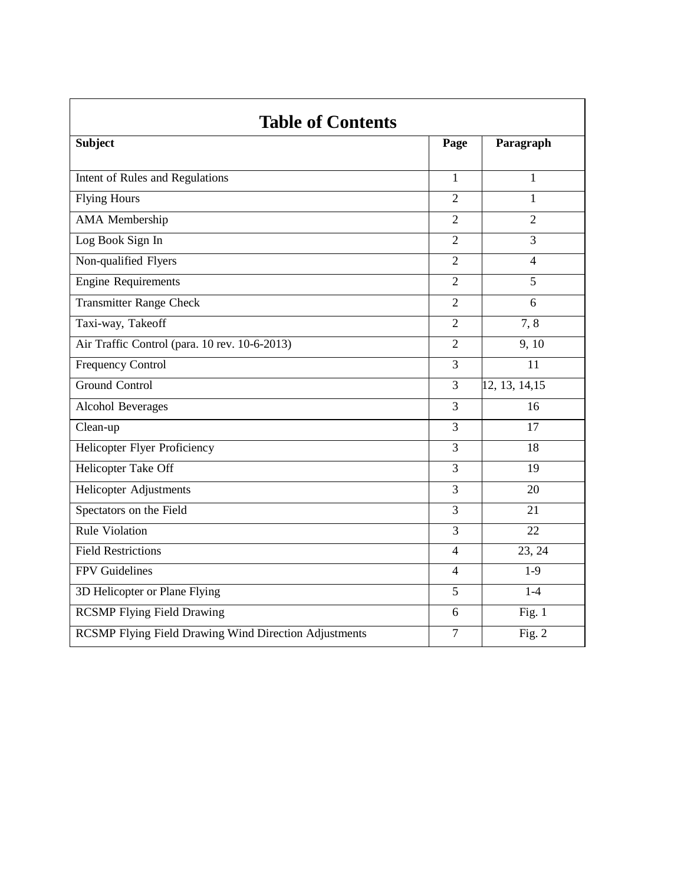# Table of Contents

| Subject | Page | Paragraph |
|---|---|---|
| Intent of Rules and Regulations | 1 | 1 |
| Flying Hours | 2 | 1 |
| AMA Membership | 2 | 2 |
| Log Book Sign In | 2 | 3 |
| Non-qualified Flyers | 2 | 4 |
| Engine Requirements | 2 | 5 |
| Transmitter Range Check | 2 | 6 |
| Taxi-way, Takeoff | 2 | 7, 8 |
| Air Traffic Control (para. 10 rev. 10-6-2013) | 2 | 9, 10 |
| Frequency Control | 3 | 11 |
| Ground Control | 3 | 12, 13, 14,15 |
| Alcohol Beverages | 3 | 16 |
| Clean-up | 3 | 17 |
| Helicopter Flyer Proficiency | 3 | 18 |
| Helicopter Take Off | 3 | 19 |
| Helicopter Adjustments | 3 | 20 |
| Spectators on the Field | 3 | 21 |
| Rule Violation | 3 | 22 |
| Field Restrictions | 4 | 23, 24 |
| FPV Guidelines | 4 | 1-9 |
| 3D Helicopter or Plane Flying | 5 | 1-4 |
| RCSMP Flying Field Drawing | 6 | Fig. 1 |
| RCSMP Flying Field Drawing Wind Direction Adjustments | 7 | Fig. 2 |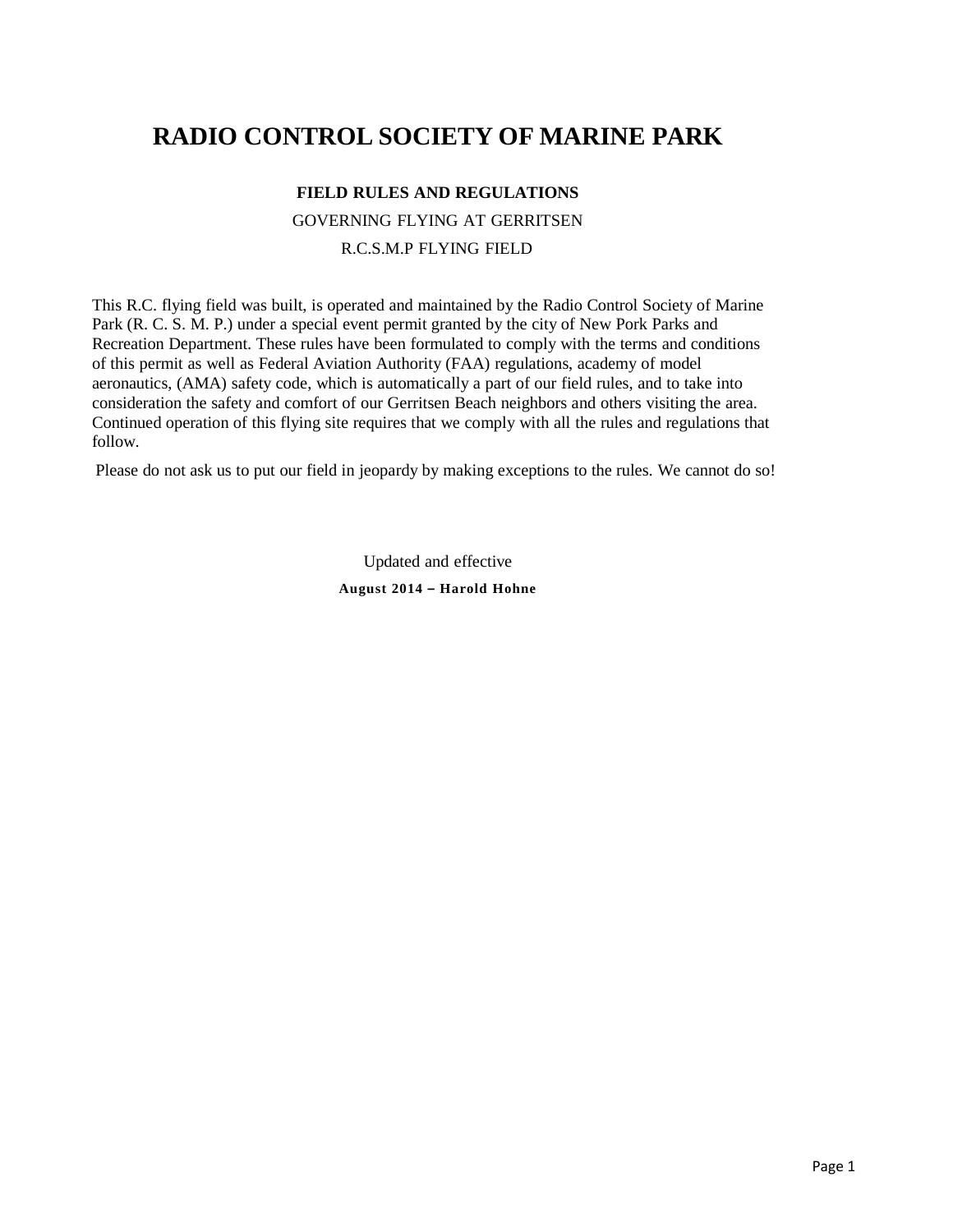# RADIO CONTROL SOCIETY OF MARINE PARK

**FIELD RULES AND REGULATIONS**

GOVERNING FLYING AT GERRITSEN

R.C.S.M.P FLYING FIELD

This R.C. flying field was built, is operated and maintained by the Radio Control Society of Marine Park (R. C. S. M. P.) under a special event permit granted by the city of New Pork Parks and Recreation Department. These rules have been formulated to comply with the terms and conditions of this permit as well as Federal Aviation Authority (FAA) regulations, academy of model aeronautics, (AMA) safety code, which is automatically a part of our field rules, and to take into consideration the safety and comfort of our Gerritsen Beach neighbors and others visiting the area. Continued operation of this flying site requires that we comply with all the rules and regulations that follow.

Please do not ask us to put our field in jeopardy by making exceptions to the rules. We cannot do so!

Updated and effective

**August 2014 – Harold Hohne**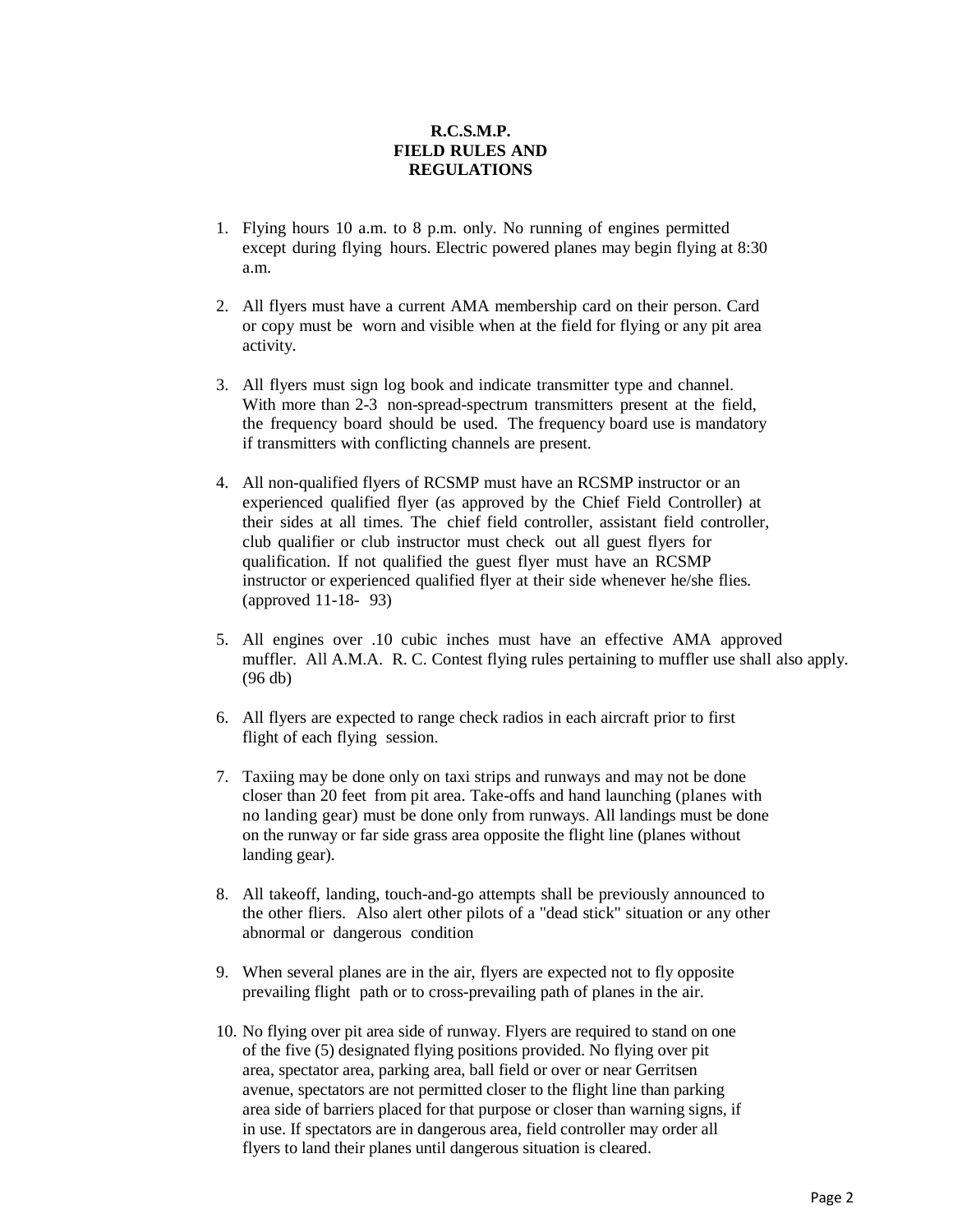# R.C.S.M.P.
# FIELD RULES AND REGULATIONS

1. Flying hours 10 a.m. to 8 p.m. only. No running of engines permitted except during flying hours. Electric powered planes may begin flying at 8:30 a.m.

2. All flyers must have a current AMA membership card on their person. Card or copy must be worn and visible when at the field for flying or any pit area activity.

3. All flyers must sign log book and indicate transmitter type and channel. With more than 2-3 non-spread-spectrum transmitters present at the field, the frequency board should be used. The frequency board use is mandatory if transmitters with conflicting channels are present.

4. All non-qualified flyers of RCSMP must have an RCSMP instructor or an experienced qualified flyer (as approved by the Chief Field Controller) at their sides at all times. The chief field controller, assistant field controller, club qualifier or club instructor must check out all guest flyers for qualification. If not qualified the guest flyer must have an RCSMP instructor or experienced qualified flyer at their side whenever he/she flies. (approved 11-18- 93)

5. All engines over .10 cubic inches must have an effective AMA approved muffler. All A.M.A. R. C. Contest flying rules pertaining to muffler use shall also apply. (96 db)

6. All flyers are expected to range check radios in each aircraft prior to first flight of each flying session.

7. Taxiing may be done only on taxi strips and runways and may not be done closer than 20 feet from pit area. Take-offs and hand launching (planes with no landing gear) must be done only from runways. All landings must be done on the runway or far side grass area opposite the flight line (planes without landing gear).

8. All takeoff, landing, touch-and-go attempts shall be previously announced to the other fliers. Also alert other pilots of a "dead stick" situation or any other abnormal or dangerous condition

9. When several planes are in the air, flyers are expected not to fly opposite prevailing flight path or to cross-prevailing path of planes in the air.

10. No flying over pit area side of runway. Flyers are required to stand on one of the five (5) designated flying positions provided. No flying over pit area, spectator area, parking area, ball field or over or near Gerritsen avenue, spectators are not permitted closer to the flight line than parking area side of barriers placed for that purpose or closer than warning signs, if in use. If spectators are in dangerous area, field controller may order all flyers to land their planes until dangerous situation is cleared.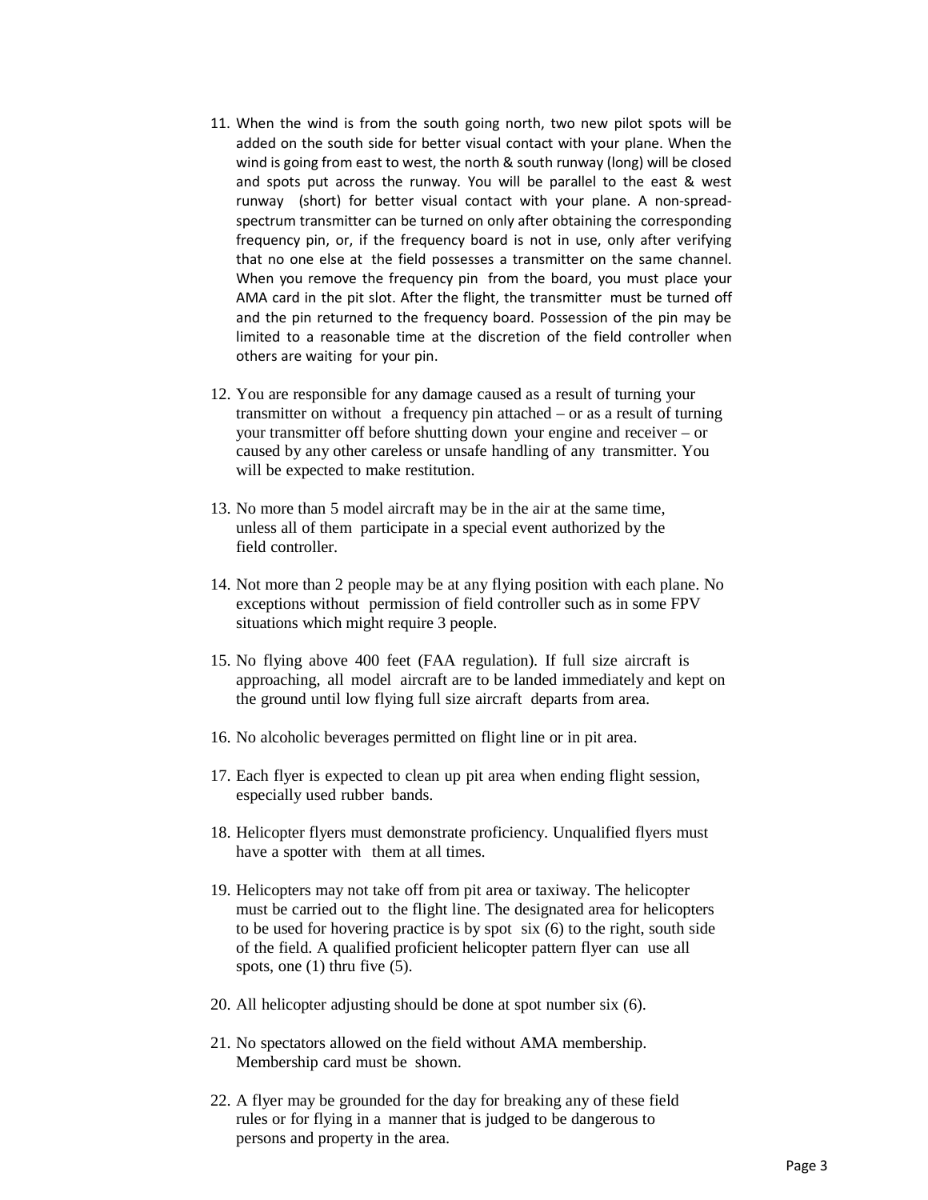11. When the wind is from the south going north, two new pilot spots will be added on the south side for better visual contact with your plane. When the wind is going from east to west, the north & south runway (long) will be closed and spots put across the runway. You will be parallel to the east & west runway (short) for better visual contact with your plane. A non-spread-spectrum transmitter can be turned on only after obtaining the corresponding frequency pin, or, if the frequency board is not in use, only after verifying that no one else at the field possesses a transmitter on the same channel. When you remove the frequency pin from the board, you must place your AMA card in the pit slot. After the flight, the transmitter must be turned off and the pin returned to the frequency board. Possession of the pin may be limited to a reasonable time at the discretion of the field controller when others are waiting for your pin.

12. You are responsible for any damage caused as a result of turning your transmitter on without a frequency pin attached – or as a result of turning your transmitter off before shutting down your engine and receiver – or caused by any other careless or unsafe handling of any transmitter. You will be expected to make restitution.

13. No more than 5 model aircraft may be in the air at the same time, unless all of them participate in a special event authorized by the field controller.

14. Not more than 2 people may be at any flying position with each plane. No exceptions without permission of field controller such as in some FPV situations which might require 3 people.

15. No flying above 400 feet (FAA regulation). If full size aircraft is approaching, all model aircraft are to be landed immediately and kept on the ground until low flying full size aircraft departs from area.

16. No alcoholic beverages permitted on flight line or in pit area.

17. Each flyer is expected to clean up pit area when ending flight session, especially used rubber bands.

18. Helicopter flyers must demonstrate proficiency. Unqualified flyers must have a spotter with them at all times.

19. Helicopters may not take off from pit area or taxiway. The helicopter must be carried out to the flight line. The designated area for helicopters to be used for hovering practice is by spot six (6) to the right, south side of the field. A qualified proficient helicopter pattern flyer can use all spots, one (1) thru five (5).

20. All helicopter adjusting should be done at spot number six (6).

21. No spectators allowed on the field without AMA membership. Membership card must be shown.

22. A flyer may be grounded for the day for breaking any of these field rules or for flying in a manner that is judged to be dangerous to persons and property in the area.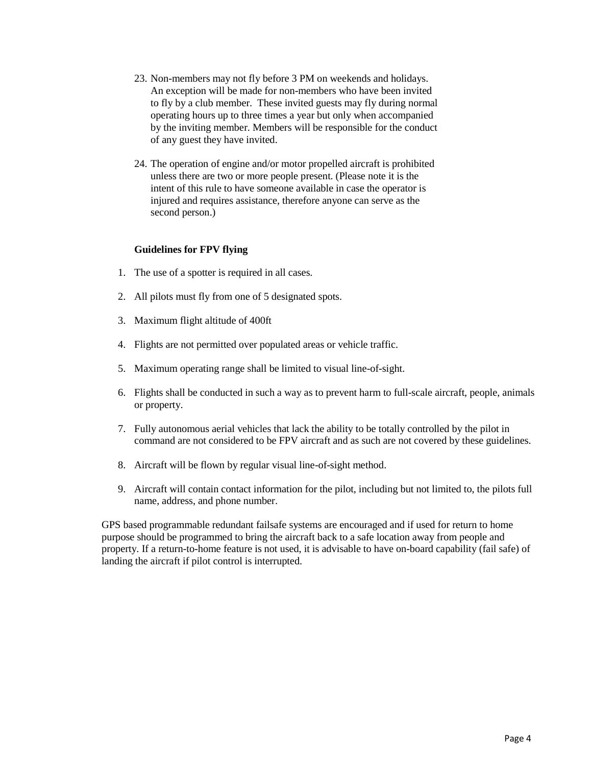23. Non-members may not fly before 3 PM on weekends and holidays. An exception will be made for non-members who have been invited to fly by a club member. These invited guests may fly during normal operating hours up to three times a year but only when accompanied by the inviting member. Members will be responsible for the conduct of any guest they have invited.

24. The operation of engine and/or motor propelled aircraft is prohibited unless there are two or more people present. (Please note it is the intent of this rule to have someone available in case the operator is injured and requires assistance, therefore anyone can serve as the second person.)

**Guidelines for FPV flying**

1. The use of a spotter is required in all cases.
2. All pilots must fly from one of 5 designated spots.
3. Maximum flight altitude of 400ft
4. Flights are not permitted over populated areas or vehicle traffic.
5. Maximum operating range shall be limited to visual line-of-sight.
6. Flights shall be conducted in such a way as to prevent harm to full-scale aircraft, people, animals or property.
7. Fully autonomous aerial vehicles that lack the ability to be totally controlled by the pilot in command are not considered to be FPV aircraft and as such are not covered by these guidelines.
8. Aircraft will be flown by regular visual line-of-sight method.
9. Aircraft will contain contact information for the pilot, including but not limited to, the pilots full name, address, and phone number.

GPS based programmable redundant failsafe systems are encouraged and if used for return to home purpose should be programmed to bring the aircraft back to a safe location away from people and property. If a return-to-home feature is not used, it is advisable to have on-board capability (fail safe) of landing the aircraft if pilot control is interrupted.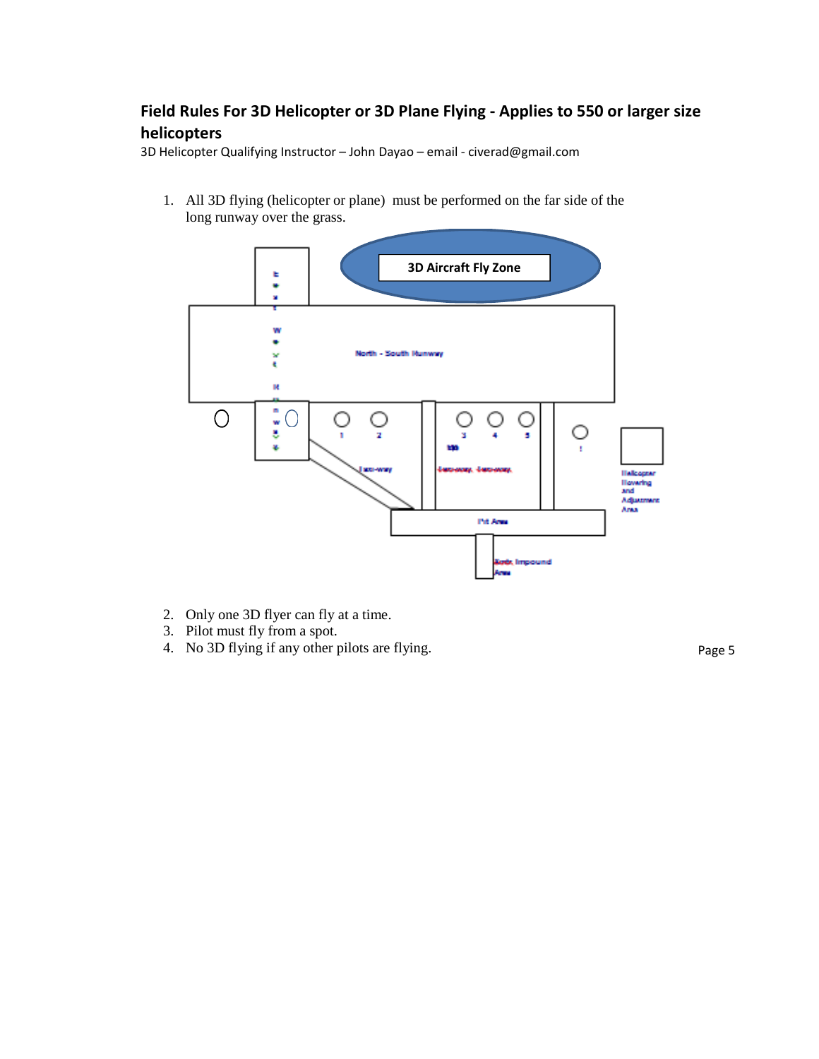## Field Rules For 3D Helicopter or 3D Plane Flying - Applies to 550 or larger size helicopters

3D Helicopter Qualifying Instructor – John Dayao – email - civerad@gmail.com

1. All 3D flying (helicopter or plane) must be performed on the far side of the long runway over the grass.

3D Aircraft Fly Zone

East West Runway

North - South Runway

1 2 3 4 5

Taxi-way

Taxi-way Taxi-way

Pit Area

Helicopter Hovering and Adjustment Area

Aircr. Impound Area

2. Only one 3D flyer can fly at a time.
3. Pilot must fly from a spot.
4. No 3D flying if any other pilots are flying.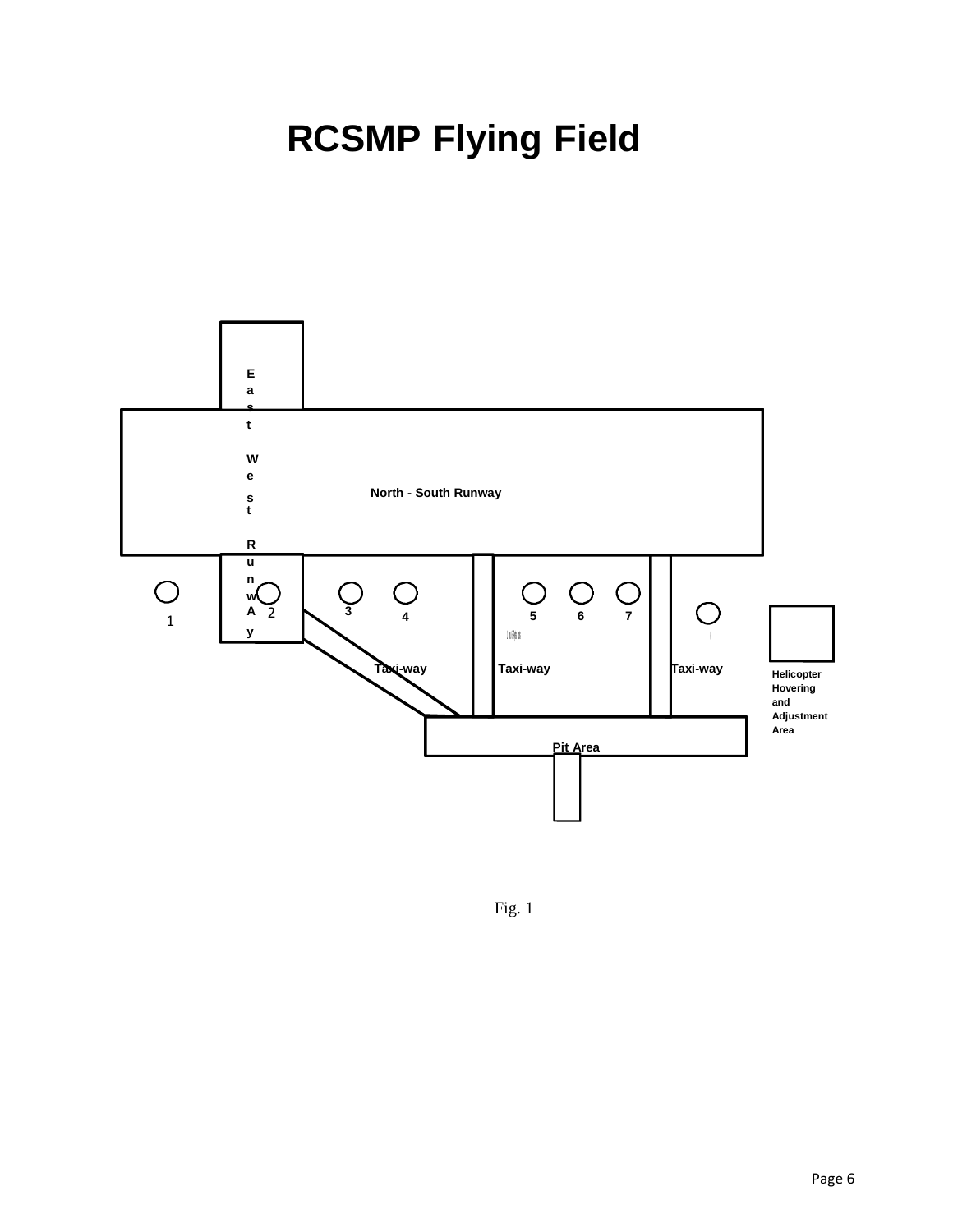# RCSMP Flying Field

East West RunwAy

North - South Runway

1 2 3 4 5 6 7

Taxi-way Taxi-way Taxi-way

Helicopter Hovering and Adjustment Area

Pit Area

Fig. 1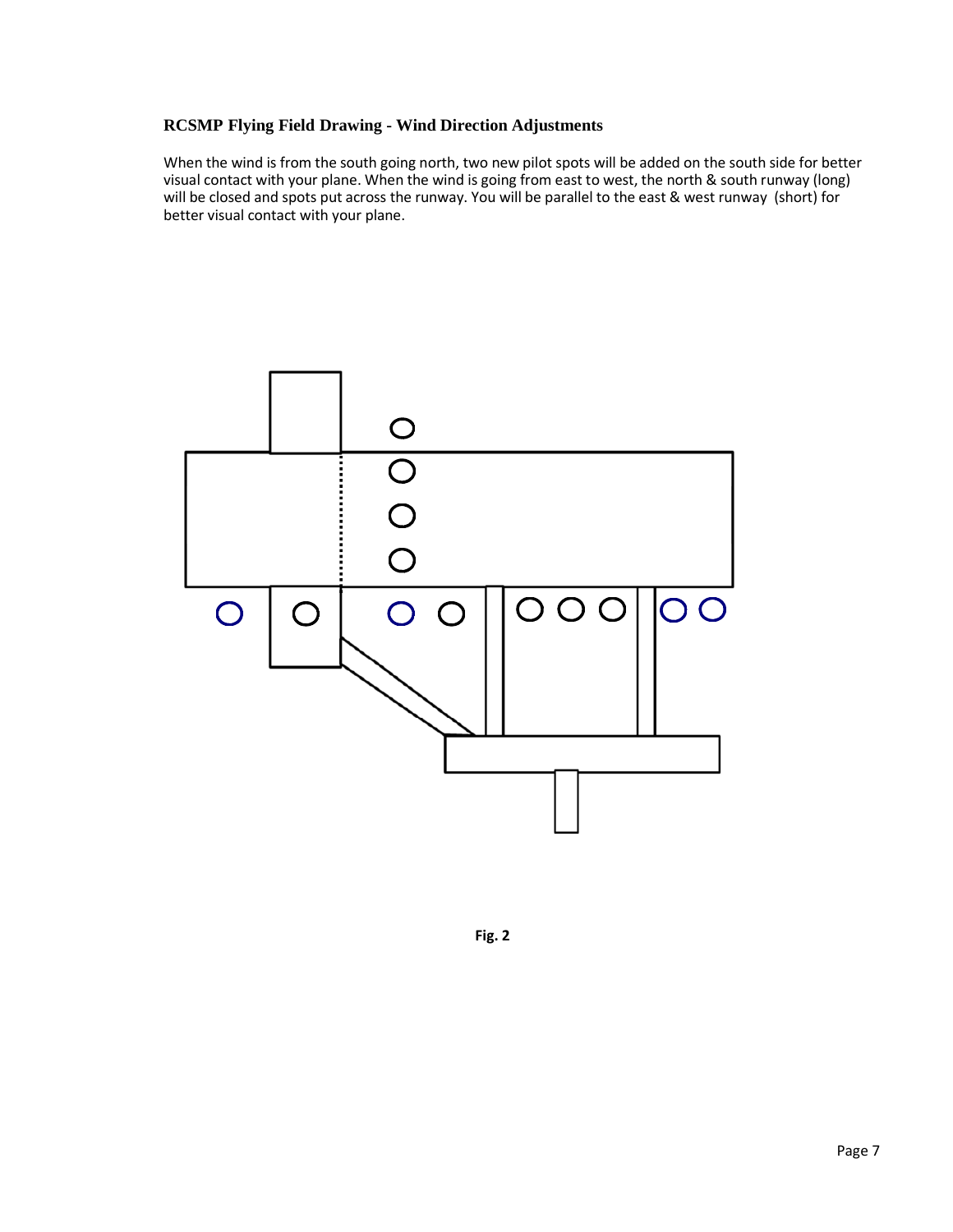## RCSMP Flying Field Drawing - Wind Direction Adjustments

When the wind is from the south going north, two new pilot spots will be added on the south side for better visual contact with your plane. When the wind is going from east to west, the north & south runway (long) will be closed and spots put across the runway. You will be parallel to the east & west runway (short) for better visual contact with your plane.

**Fig. 2**